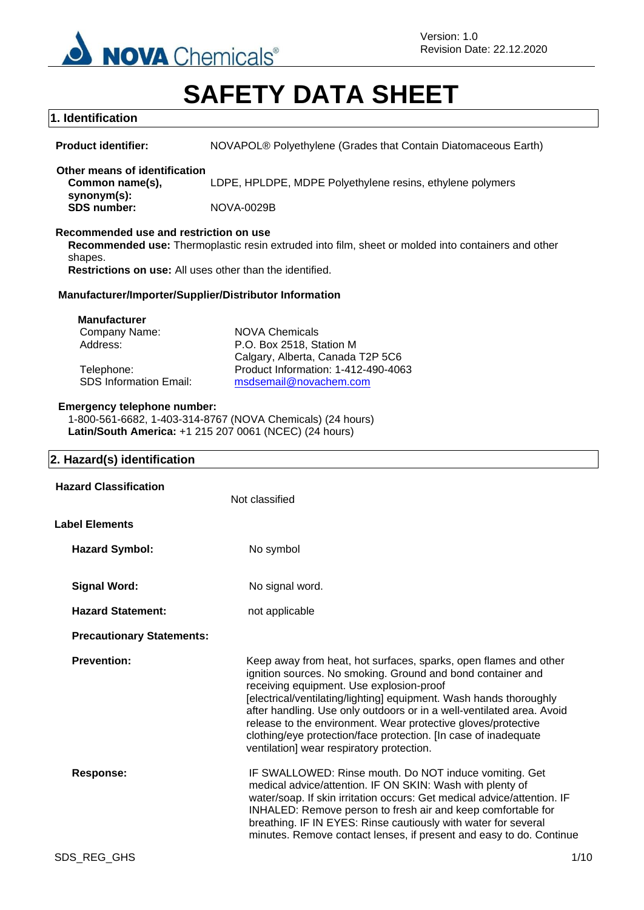Version: 1.0
Revision Date: 22.12.2020

# SAFETY DATA SHEET

## 1. Identification

**Product identifier:** NOVAPOL® Polyethylene (Grades that Contain Diatomaceous Earth)

**Other means of identification**

**Common name(s), synonym(s):** LDPE, HPLDPE, MDPE Polyethylene resins, ethylene polymers

**SDS number:** NOVA-0029B

**Recommended use and restriction on use**

**Recommended use:** Thermoplastic resin extruded into film, sheet or molded into containers and other shapes.

**Restrictions on use:** All uses other than the identified.

**Manufacturer/Importer/Supplier/Distributor Information**

**Manufacturer**

| | |
|---|---|
| Company Name: | NOVA Chemicals |
| Address: | P.O. Box 2518, Station M<br>Calgary, Alberta, Canada T2P 5C6 |
| Telephone: | Product Information: 1-412-490-4063 |
| SDS Information Email: | msdsemail@novachem.com |

**Emergency telephone number:**
1-800-561-6682, 1-403-314-8767 (NOVA Chemicals) (24 hours)
**Latin/South America:** +1 215 207 0061 (NCEC) (24 hours)

## 2. Hazard(s) identification

**Hazard Classification** Not classified

**Label Elements**

**Hazard Symbol:** No symbol

**Signal Word:** No signal word.

**Hazard Statement:** not applicable

**Precautionary Statements:**

**Prevention:** Keep away from heat, hot surfaces, sparks, open flames and other ignition sources. No smoking. Ground and bond container and receiving equipment. Use explosion-proof [electrical/ventilating/lighting] equipment. Wash hands thoroughly after handling. Use only outdoors or in a well-ventilated area. Avoid release to the environment. Wear protective gloves/protective clothing/eye protection/face protection. [In case of inadequate ventilation] wear respiratory protection.

**Response:** IF SWALLOWED: Rinse mouth. Do NOT induce vomiting. Get medical advice/attention. IF ON SKIN: Wash with plenty of water/soap. If skin irritation occurs: Get medical advice/attention. IF INHALED: Remove person to fresh air and keep comfortable for breathing. IF IN EYES: Rinse cautiously with water for several minutes. Remove contact lenses, if present and easy to do. Continue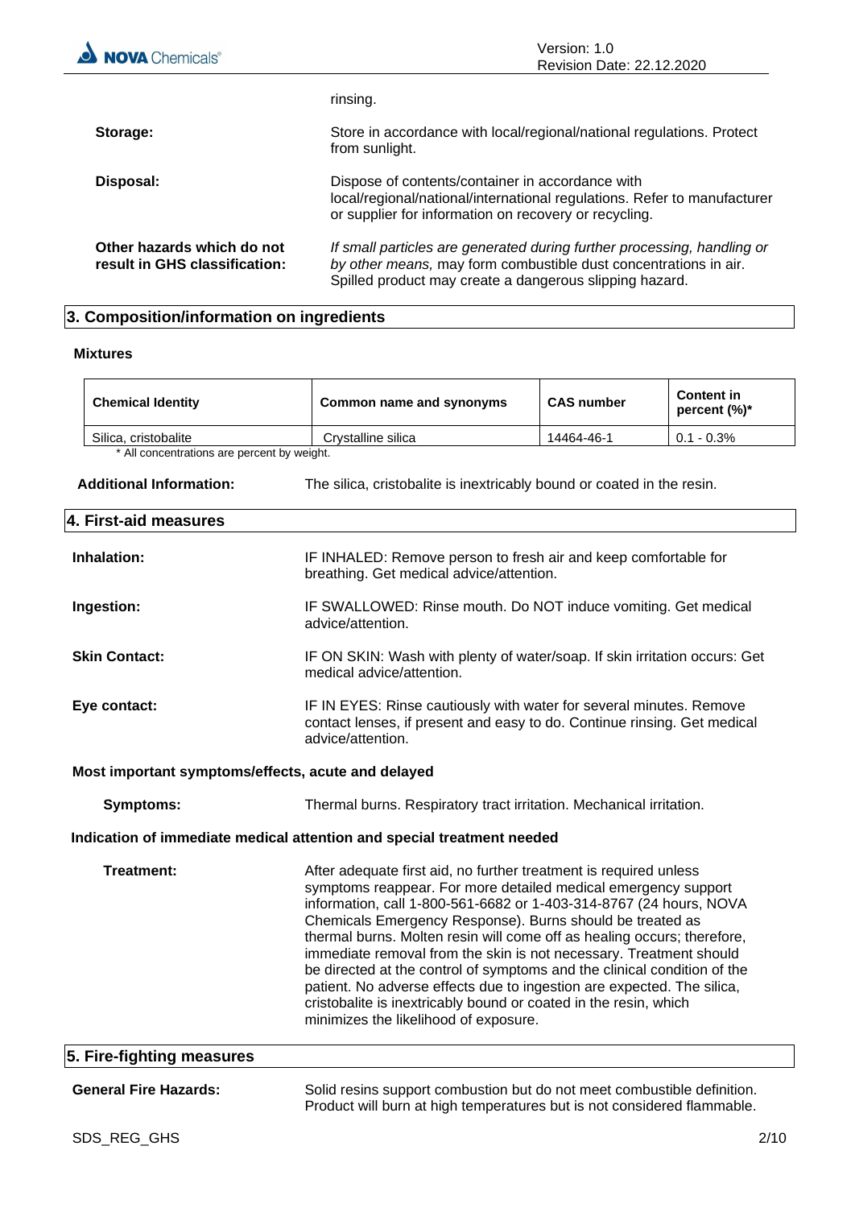rinsing.

**Storage:** Store in accordance with local/regional/national regulations. Protect from sunlight.

**Disposal:** Dispose of contents/container in accordance with local/regional/national/international regulations. Refer to manufacturer or supplier for information on recovery or recycling.

**Other hazards which do not result in GHS classification:** *If small particles are generated during further processing, handling or by other means,* may form combustible dust concentrations in air. Spilled product may create a dangerous slipping hazard.

## 3. Composition/information on ingredients

**Mixtures**

| Chemical Identity | Common name and synonyms | CAS number | Content in percent (%)* |
|---|---|---|---|
| Silica, cristobalite | Crystalline silica | 14464-46-1 | 0.1 - 0.3% |

* All concentrations are percent by weight.

**Additional Information:** The silica, cristobalite is inextricably bound or coated in the resin.

## 4. First-aid measures

**Inhalation:** IF INHALED: Remove person to fresh air and keep comfortable for breathing. Get medical advice/attention.

**Ingestion:** IF SWALLOWED: Rinse mouth. Do NOT induce vomiting. Get medical advice/attention.

**Skin Contact:** IF ON SKIN: Wash with plenty of water/soap. If skin irritation occurs: Get medical advice/attention.

**Eye contact:** IF IN EYES: Rinse cautiously with water for several minutes. Remove contact lenses, if present and easy to do. Continue rinsing. Get medical advice/attention.

**Most important symptoms/effects, acute and delayed**

**Symptoms:** Thermal burns. Respiratory tract irritation. Mechanical irritation.

**Indication of immediate medical attention and special treatment needed**

**Treatment:** After adequate first aid, no further treatment is required unless symptoms reappear. For more detailed medical emergency support information, call 1-800-561-6682 or 1-403-314-8767 (24 hours, NOVA Chemicals Emergency Response). Burns should be treated as thermal burns. Molten resin will come off as healing occurs; therefore, immediate removal from the skin is not necessary. Treatment should be directed at the control of symptoms and the clinical condition of the patient. No adverse effects due to ingestion are expected. The silica, cristobalite is inextricably bound or coated in the resin, which minimizes the likelihood of exposure.

## 5. Fire-fighting measures

**General Fire Hazards:** Solid resins support combustion but do not meet combustible definition. Product will burn at high temperatures but is not considered flammable.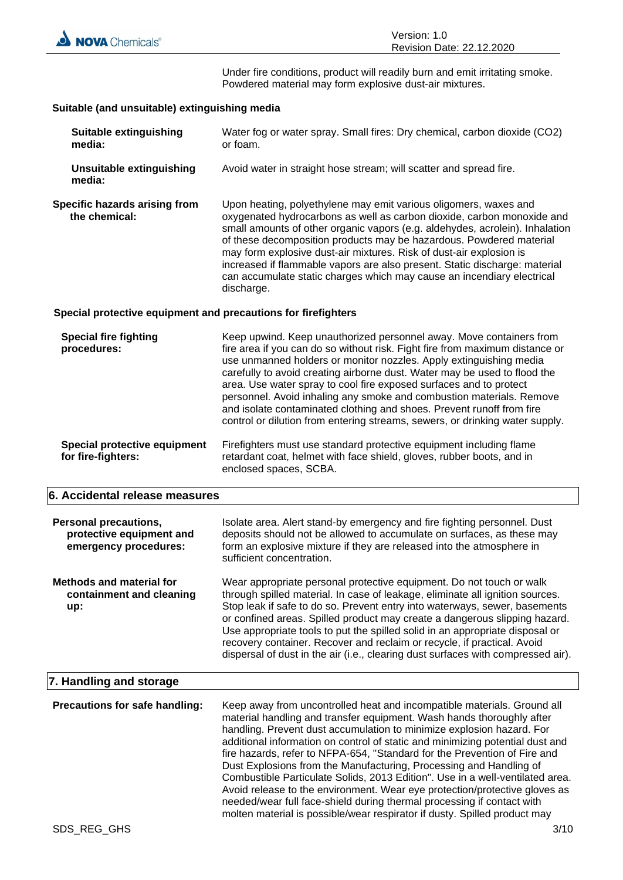Under fire conditions, product will readily burn and emit irritating smoke. Powdered material may form explosive dust-air mixtures.

**Suitable (and unsuitable) extinguishing media**

| | |
|---|---|
| **Suitable extinguishing media:** | Water fog or water spray. Small fires: Dry chemical, carbon dioxide ($CO_2$) or foam. |
| **Unsuitable extinguishing media:** | Avoid water in straight hose stream; will scatter and spread fire. |
| **Specific hazards arising from the chemical:** | Upon heating, polyethylene may emit various oligomers, waxes and oxygenated hydrocarbons as well as carbon dioxide, carbon monoxide and small amounts of other organic vapors (e.g. aldehydes, acrolein). Inhalation of these decomposition products may be hazardous. Powdered material may form explosive dust-air mixtures. Risk of dust-air explosion is increased if flammable vapors are also present. Static discharge: material can accumulate static charges which may cause an incendiary electrical discharge. |

**Special protective equipment and precautions for firefighters**

| | |
|---|---|
| **Special fire fighting procedures:** | Keep upwind. Keep unauthorized personnel away. Move containers from fire area if you can do so without risk. Fight fire from maximum distance or use unmanned holders or monitor nozzles. Apply extinguishing media carefully to avoid creating airborne dust. Water may be used to flood the area. Use water spray to cool fire exposed surfaces and to protect personnel. Avoid inhaling any smoke and combustion materials. Remove and isolate contaminated clothing and shoes. Prevent runoff from fire control or dilution from entering streams, sewers, or drinking water supply. |
| **Special protective equipment for fire-fighters:** | Firefighters must use standard protective equipment including flame retardant coat, helmet with face shield, gloves, rubber boots, and in enclosed spaces, SCBA. |

## 6. Accidental release measures

| | |
|---|---|
| **Personal precautions, protective equipment and emergency procedures:** | Isolate area. Alert stand-by emergency and fire fighting personnel. Dust deposits should not be allowed to accumulate on surfaces, as these may form an explosive mixture if they are released into the atmosphere in sufficient concentration. |
| **Methods and material for containment and cleaning up:** | Wear appropriate personal protective equipment. Do not touch or walk through spilled material. In case of leakage, eliminate all ignition sources. Stop leak if safe to do so. Prevent entry into waterways, sewer, basements or confined areas. Spilled product may create a dangerous slipping hazard. Use appropriate tools to put the spilled solid in an appropriate disposal or recovery container. Recover and reclaim or recycle, if practical. Avoid dispersal of dust in the air (i.e., clearing dust surfaces with compressed air). |

## 7. Handling and storage

| | |
|---|---|
| **Precautions for safe handling:** | Keep away from uncontrolled heat and incompatible materials. Ground all material handling and transfer equipment. Wash hands thoroughly after handling. Prevent dust accumulation to minimize explosion hazard. For additional information on control of static and minimizing potential dust and fire hazards, refer to NFPA-654, "Standard for the Prevention of Fire and Dust Explosions from the Manufacturing, Processing and Handling of Combustible Particulate Solids, 2013 Edition". Use in a well-ventilated area. Avoid release to the environment. Wear eye protection/protective gloves as needed/wear full face-shield during thermal processing if contact with molten material is possible/wear respirator if dusty. Spilled product may |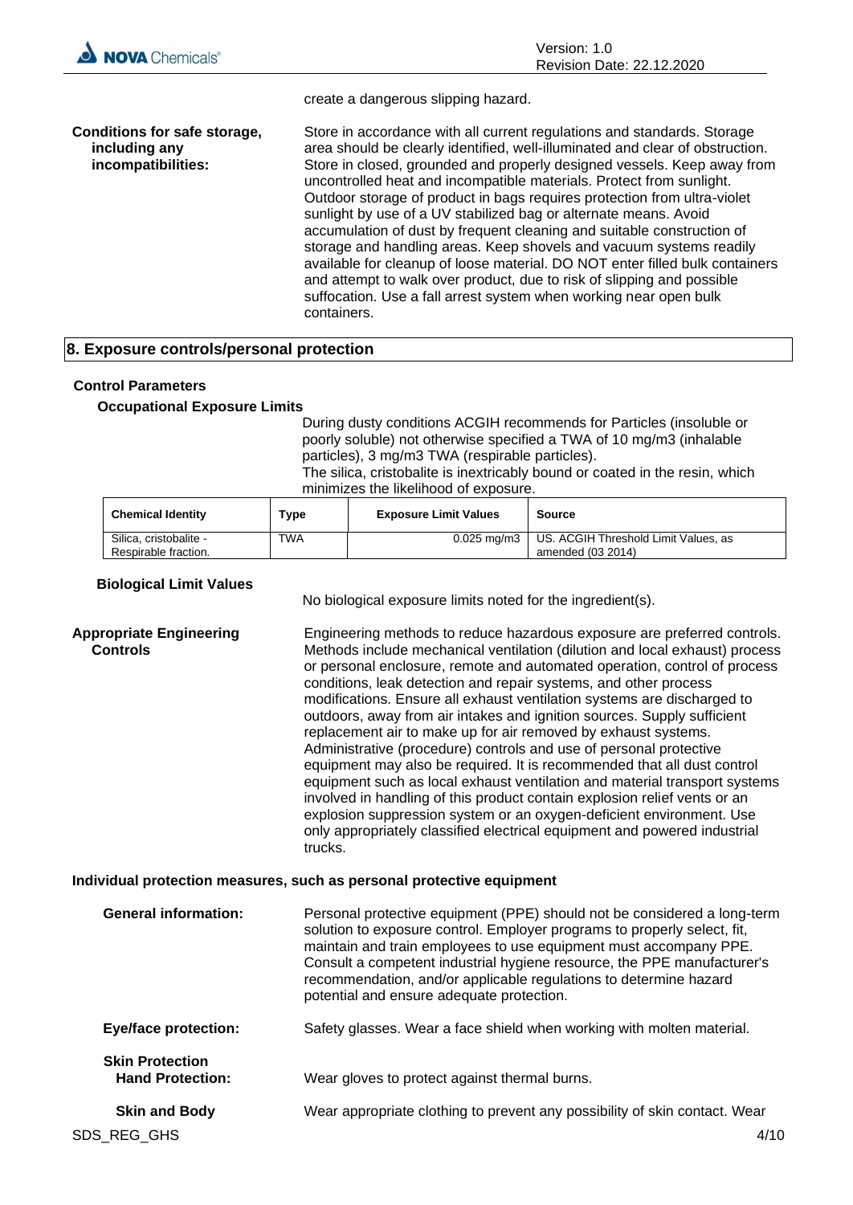create a dangerous slipping hazard.

**Conditions for safe storage, including any incompatibilities:**

Store in accordance with all current regulations and standards. Storage area should be clearly identified, well-illuminated and clear of obstruction. Store in closed, grounded and properly designed vessels. Keep away from uncontrolled heat and incompatible materials. Protect from sunlight. Outdoor storage of product in bags requires protection from ultra-violet sunlight by use of a UV stabilized bag or alternate means. Avoid accumulation of dust by frequent cleaning and suitable construction of storage and handling areas. Keep shovels and vacuum systems readily available for cleanup of loose material. DO NOT enter filled bulk containers and attempt to walk over product, due to risk of slipping and possible suffocation. Use a fall arrest system when working near open bulk containers.

## 8. Exposure controls/personal protection

### Control Parameters

**Occupational Exposure Limits**

During dusty conditions ACGIH recommends for Particles (insoluble or poorly soluble) not otherwise specified a TWA of 10 mg/m3 (inhalable particles), 3 mg/m3 TWA (respirable particles).
The silica, cristobalite is inextricably bound or coated in the resin, which minimizes the likelihood of exposure.

| Chemical Identity | Type | Exposure Limit Values | Source |
|---|---|---|---|
| Silica, cristobalite - Respirable fraction. | TWA | 0.025 mg/m3 | US. ACGIH Threshold Limit Values, as amended (03 2014) |

**Biological Limit Values**

No biological exposure limits noted for the ingredient(s).

**Appropriate Engineering Controls**

Engineering methods to reduce hazardous exposure are preferred controls. Methods include mechanical ventilation (dilution and local exhaust) process or personal enclosure, remote and automated operation, control of process conditions, leak detection and repair systems, and other process modifications. Ensure all exhaust ventilation systems are discharged to outdoors, away from air intakes and ignition sources. Supply sufficient replacement air to make up for air removed by exhaust systems. Administrative (procedure) controls and use of personal protective equipment may also be required. It is recommended that all dust control equipment such as local exhaust ventilation and material transport systems involved in handling of this product contain explosion relief vents or an explosion suppression system or an oxygen-deficient environment. Use only appropriately classified electrical equipment and powered industrial trucks.

### Individual protection measures, such as personal protective equipment

**General information:**

Personal protective equipment (PPE) should not be considered a long-term solution to exposure control. Employer programs to properly select, fit, maintain and train employees to use equipment must accompany PPE. Consult a competent industrial hygiene resource, the PPE manufacturer's recommendation, and/or applicable regulations to determine hazard potential and ensure adequate protection.

**Eye/face protection:**

Safety glasses. Wear a face shield when working with molten material.

**Skin Protection**

**Hand Protection:**

Wear gloves to protect against thermal burns.

**Skin and Body**

Wear appropriate clothing to prevent any possibility of skin contact. Wear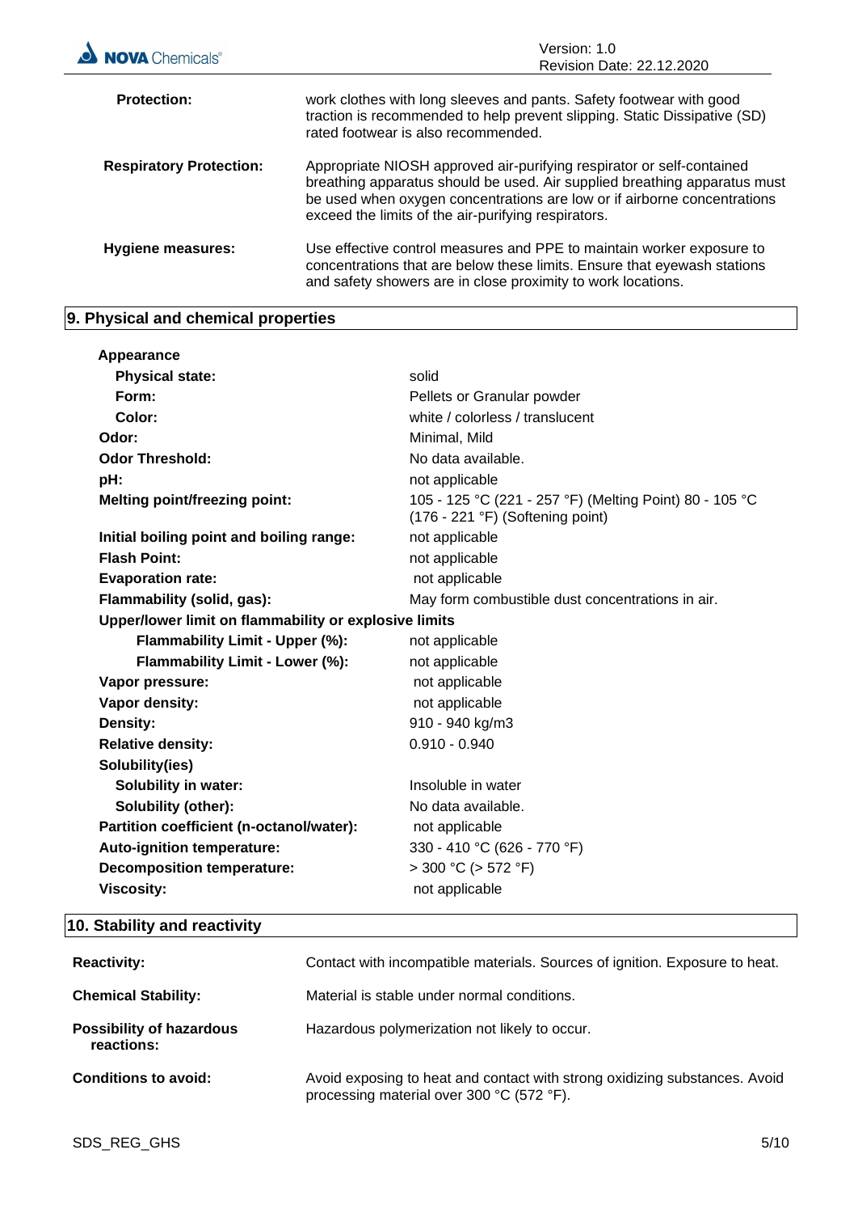| | |
|---|---|
| **Protection:** | work clothes with long sleeves and pants. Safety footwear with good traction is recommended to help prevent slipping. Static Dissipative (SD) rated footwear is also recommended. |
| **Respiratory Protection:** | Appropriate NIOSH approved air-purifying respirator or self-contained breathing apparatus should be used. Air supplied breathing apparatus must be used when oxygen concentrations are low or if airborne concentrations exceed the limits of the air-purifying respirators. |
| **Hygiene measures:** | Use effective control measures and PPE to maintain worker exposure to concentrations that are below these limits. Ensure that eyewash stations and safety showers are in close proximity to work locations. |

## 9. Physical and chemical properties

| | |
|---|---|
| **Appearance** | |
| **Physical state:** | solid |
| **Form:** | Pellets or Granular powder |
| **Color:** | white / colorless / translucent |
| **Odor:** | Minimal, Mild |
| **Odor Threshold:** | No data available. |
| **pH:** | not applicable |
| **Melting point/freezing point:** | 105 - 125 °C (221 - 257 °F) (Melting Point) 80 - 105 °C (176 - 221 °F) (Softening point) |
| **Initial boiling point and boiling range:** | not applicable |
| **Flash Point:** | not applicable |
| **Evaporation rate:** | not applicable |
| **Flammability (solid, gas):** | May form combustible dust concentrations in air. |
| **Upper/lower limit on flammability or explosive limits** | |
| **Flammability Limit - Upper (%):** | not applicable |
| **Flammability Limit - Lower (%):** | not applicable |
| **Vapor pressure:** | not applicable |
| **Vapor density:** | not applicable |
| **Density:** | 910 - 940 kg/m3 |
| **Relative density:** | 0.910 - 0.940 |
| **Solubility(ies)** | |
| **Solubility in water:** | Insoluble in water |
| **Solubility (other):** | No data available. |
| **Partition coefficient (n-octanol/water):** | not applicable |
| **Auto-ignition temperature:** | 330 - 410 °C (626 - 770 °F) |
| **Decomposition temperature:** | > 300 °C (> 572 °F) |
| **Viscosity:** | not applicable |

## 10. Stability and reactivity

| | |
|---|---|
| **Reactivity:** | Contact with incompatible materials. Sources of ignition. Exposure to heat. |
| **Chemical Stability:** | Material is stable under normal conditions. |
| **Possibility of hazardous reactions:** | Hazardous polymerization not likely to occur. |
| **Conditions to avoid:** | Avoid exposing to heat and contact with strong oxidizing substances. Avoid processing material over 300 °C (572 °F). |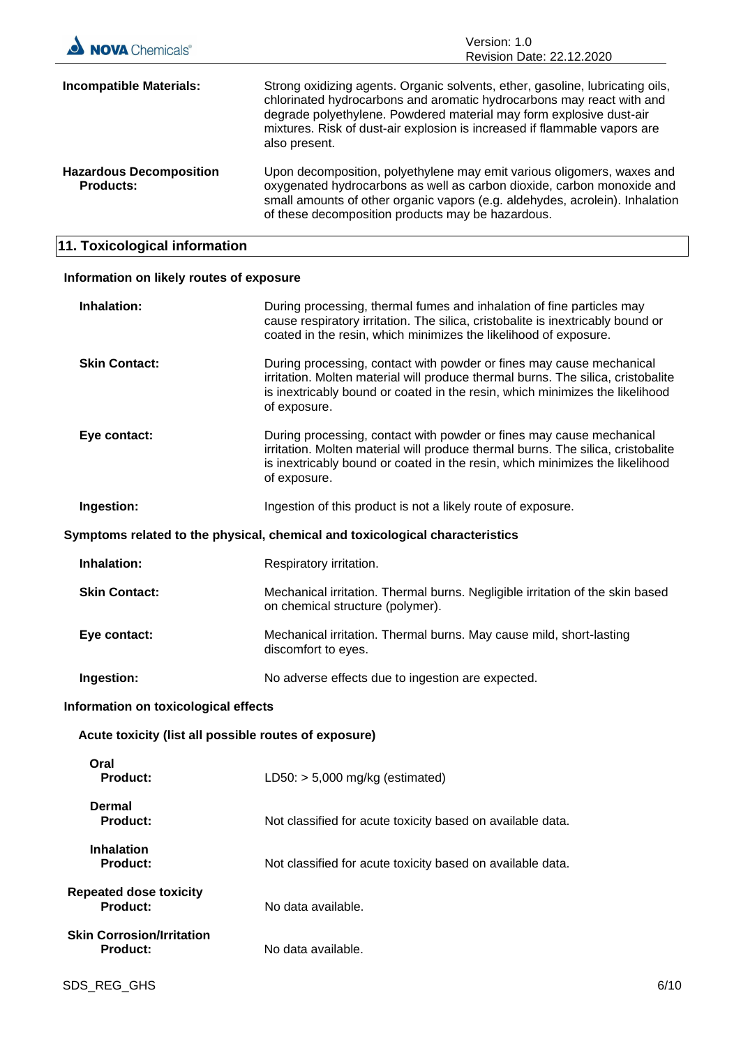**Incompatible Materials:** Strong oxidizing agents. Organic solvents, ether, gasoline, lubricating oils, chlorinated hydrocarbons and aromatic hydrocarbons may react with and degrade polyethylene. Powdered material may form explosive dust-air mixtures. Risk of dust-air explosion is increased if flammable vapors are also present.

**Hazardous Decomposition Products:** Upon decomposition, polyethylene may emit various oligomers, waxes and oxygenated hydrocarbons as well as carbon dioxide, carbon monoxide and small amounts of other organic vapors (e.g. aldehydes, acrolein). Inhalation of these decomposition products may be hazardous.

## 11. Toxicological information

### Information on likely routes of exposure

**Inhalation:** During processing, thermal fumes and inhalation of fine particles may cause respiratory irritation. The silica, cristobalite is inextricably bound or coated in the resin, which minimizes the likelihood of exposure.

**Skin Contact:** During processing, contact with powder or fines may cause mechanical irritation. Molten material will produce thermal burns. The silica, cristobalite is inextricably bound or coated in the resin, which minimizes the likelihood of exposure.

**Eye contact:** During processing, contact with powder or fines may cause mechanical irritation. Molten material will produce thermal burns. The silica, cristobalite is inextricably bound or coated in the resin, which minimizes the likelihood of exposure.

**Ingestion:** Ingestion of this product is not a likely route of exposure.

### Symptoms related to the physical, chemical and toxicological characteristics

**Inhalation:** Respiratory irritation.

**Skin Contact:** Mechanical irritation. Thermal burns. Negligible irritation of the skin based on chemical structure (polymer).

**Eye contact:** Mechanical irritation. Thermal burns. May cause mild, short-lasting discomfort to eyes.

**Ingestion:** No adverse effects due to ingestion are expected.

### Information on toxicological effects

**Acute toxicity (list all possible routes of exposure)**

**Oral**
**Product:** LD50: > 5,000 mg/kg (estimated)

**Dermal**
**Product:** Not classified for acute toxicity based on available data.

**Inhalation**
**Product:** Not classified for acute toxicity based on available data.

**Repeated dose toxicity**
**Product:** No data available.

**Skin Corrosion/Irritation**
**Product:** No data available.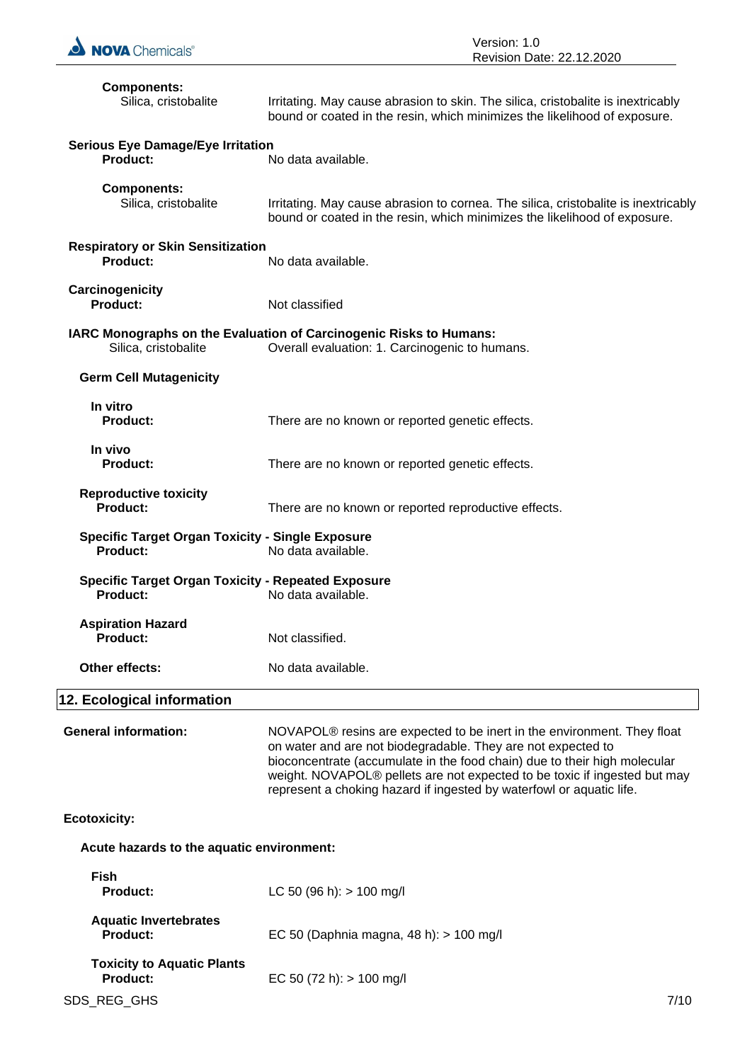**Components:**

Silica, cristobalite — Irritating. May cause abrasion to skin. The silica, cristobalite is inextricably bound or coated in the resin, which minimizes the likelihood of exposure.

**Serious Eye Damage/Eye Irritation**

**Product:** No data available.

**Components:**

Silica, cristobalite — Irritating. May cause abrasion to cornea. The silica, cristobalite is inextricably bound or coated in the resin, which minimizes the likelihood of exposure.

**Respiratory or Skin Sensitization**

**Product:** No data available.

**Carcinogenicity**

**Product:** Not classified

**IARC Monographs on the Evaluation of Carcinogenic Risks to Humans:**

Silica, cristobalite — Overall evaluation: 1. Carcinogenic to humans.

**Germ Cell Mutagenicity**

**In vitro**

**Product:** There are no known or reported genetic effects.

**In vivo**

**Product:** There are no known or reported genetic effects.

**Reproductive toxicity**

**Product:** There are no known or reported reproductive effects.

**Specific Target Organ Toxicity - Single Exposure**

**Product:** No data available.

**Specific Target Organ Toxicity - Repeated Exposure**

**Product:** No data available.

**Aspiration Hazard**

**Product:** Not classified.

**Other effects:** No data available.

## 12. Ecological information

**General information:** NOVAPOL® resins are expected to be inert in the environment. They float on water and are not biodegradable. They are not expected to bioconcentrate (accumulate in the food chain) due to their high molecular weight. NOVAPOL® pellets are not expected to be toxic if ingested but may represent a choking hazard if ingested by waterfowl or aquatic life.

**Ecotoxicity:**

**Acute hazards to the aquatic environment:**

**Fish**

**Product:** LC 50 (96 h): > 100 mg/l

**Aquatic Invertebrates**

**Product:** EC 50 (Daphnia magna, 48 h): > 100 mg/l

**Toxicity to Aquatic Plants**

**Product:** EC 50 (72 h): > 100 mg/l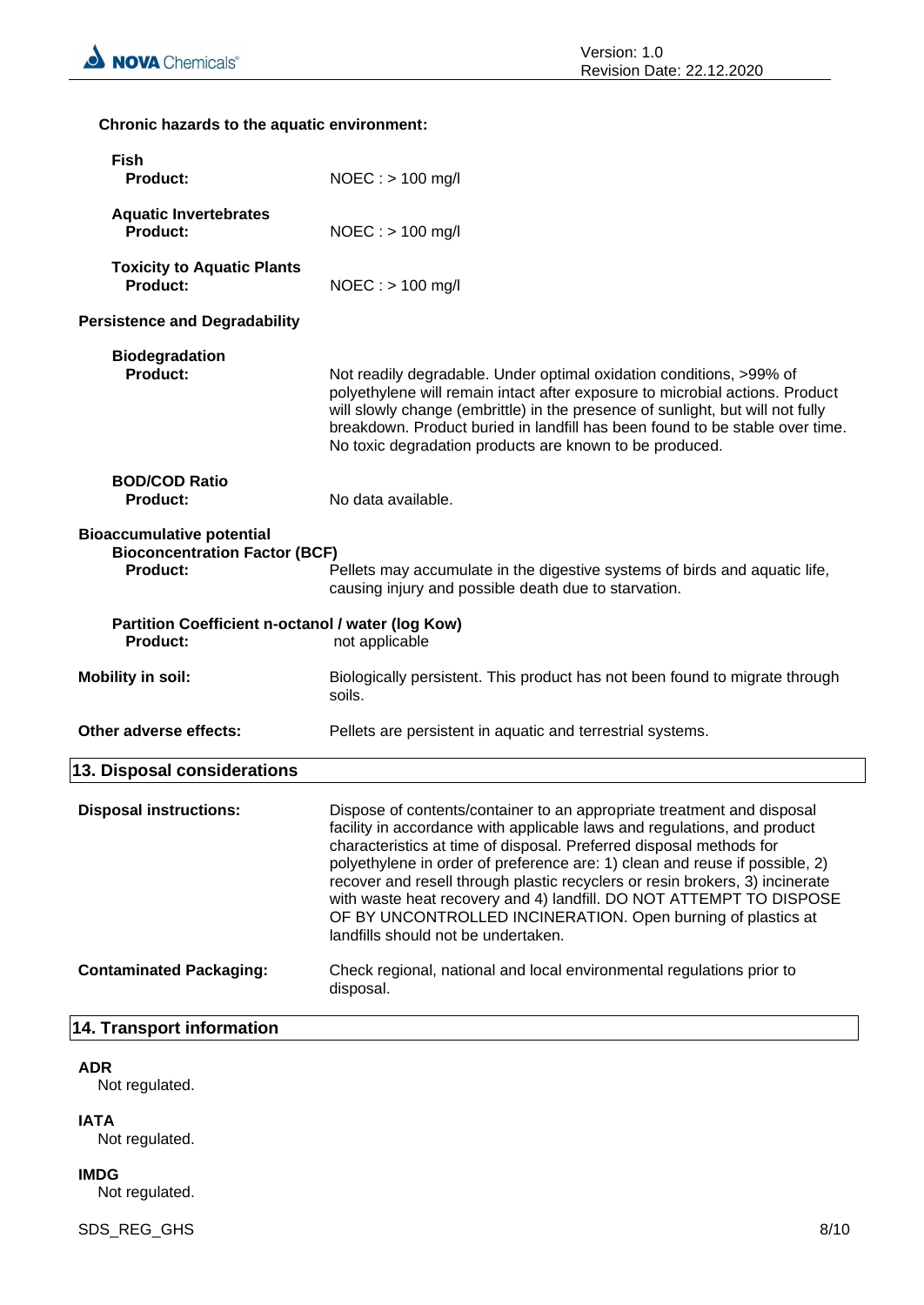**Chronic hazards to the aquatic environment:**

**Fish**
**Product:** NOEC : > 100 mg/l

**Aquatic Invertebrates**
**Product:** NOEC : > 100 mg/l

**Toxicity to Aquatic Plants**
**Product:** NOEC : > 100 mg/l

**Persistence and Degradability**

**Biodegradation**
**Product:** Not readily degradable. Under optimal oxidation conditions, >99% of polyethylene will remain intact after exposure to microbial actions. Product will slowly change (embrittle) in the presence of sunlight, but will not fully breakdown. Product buried in landfill has been found to be stable over time. No toxic degradation products are known to be produced.

**BOD/COD Ratio**
**Product:** No data available.

**Bioaccumulative potential**
**Bioconcentration Factor (BCF)**
**Product:** Pellets may accumulate in the digestive systems of birds and aquatic life, causing injury and possible death due to starvation.

**Partition Coefficient n-octanol / water (log Kow)**
**Product:** not applicable

**Mobility in soil:** Biologically persistent. This product has not been found to migrate through soils.

**Other adverse effects:** Pellets are persistent in aquatic and terrestrial systems.

## 13. Disposal considerations

**Disposal instructions:** Dispose of contents/container to an appropriate treatment and disposal facility in accordance with applicable laws and regulations, and product characteristics at time of disposal. Preferred disposal methods for polyethylene in order of preference are: 1) clean and reuse if possible, 2) recover and resell through plastic recyclers or resin brokers, 3) incinerate with waste heat recovery and 4) landfill. DO NOT ATTEMPT TO DISPOSE OF BY UNCONTROLLED INCINERATION. Open burning of plastics at landfills should not be undertaken.

**Contaminated Packaging:** Check regional, national and local environmental regulations prior to disposal.

## 14. Transport information

**ADR**
Not regulated.

**IATA**
Not regulated.

**IMDG**
Not regulated.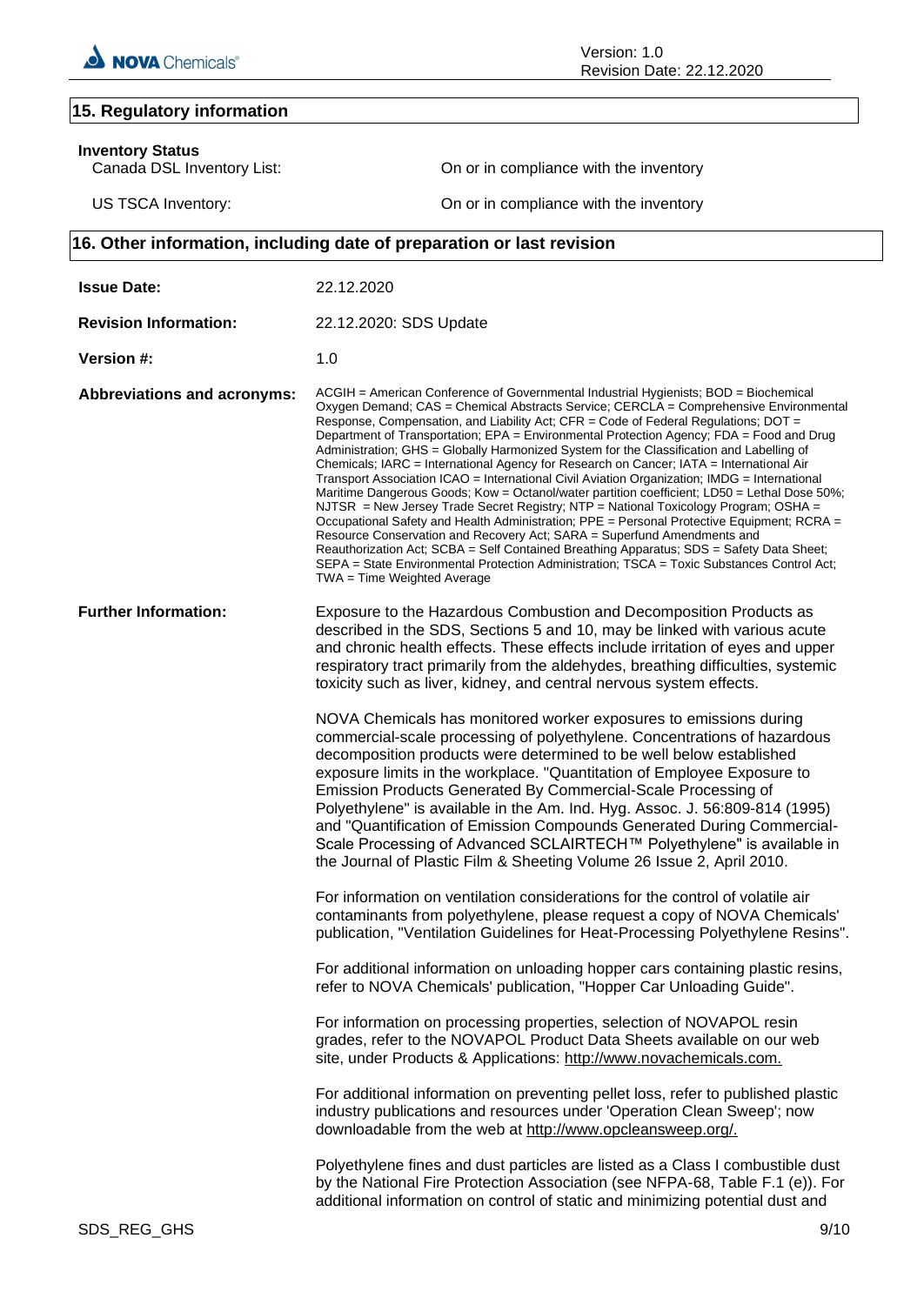## 15. Regulatory information

**Inventory Status**

| | |
|---|---|
| Canada DSL Inventory List: | On or in compliance with the inventory |
| US TSCA Inventory: | On or in compliance with the inventory |

## 16. Other information, including date of preparation or last revision

**Issue Date:** 22.12.2020

**Revision Information:** 22.12.2020: SDS Update

**Version #:** 1.0

**Abbreviations and acronyms:** ACGIH = American Conference of Governmental Industrial Hygienists; BOD = Biochemical Oxygen Demand; CAS = Chemical Abstracts Service; CERCLA = Comprehensive Environmental Response, Compensation, and Liability Act; CFR = Code of Federal Regulations; DOT = Department of Transportation; EPA = Environmental Protection Agency; FDA = Food and Drug Administration; GHS = Globally Harmonized System for the Classification and Labelling of Chemicals; IARC = International Agency for Research on Cancer; IATA = International Air Transport Association ICAO = International Civil Aviation Organization; IMDG = International Maritime Dangerous Goods; Kow = Octanol/water partition coefficient; LD50 = Lethal Dose 50%; NJTSR = New Jersey Trade Secret Registry; NTP = National Toxicology Program; OSHA = Occupational Safety and Health Administration; PPE = Personal Protective Equipment; RCRA = Resource Conservation and Recovery Act; SARA = Superfund Amendments and Reauthorization Act; SCBA = Self Contained Breathing Apparatus; SDS = Safety Data Sheet; SEPA = State Environmental Protection Administration; TSCA = Toxic Substances Control Act; TWA = Time Weighted Average

**Further Information:** Exposure to the Hazardous Combustion and Decomposition Products as described in the SDS, Sections 5 and 10, may be linked with various acute and chronic health effects. These effects include irritation of eyes and upper respiratory tract primarily from the aldehydes, breathing difficulties, systemic toxicity such as liver, kidney, and central nervous system effects.

NOVA Chemicals has monitored worker exposures to emissions during commercial-scale processing of polyethylene. Concentrations of hazardous decomposition products were determined to be well below established exposure limits in the workplace. "Quantitation of Employee Exposure to Emission Products Generated By Commercial-Scale Processing of Polyethylene" is available in the Am. Ind. Hyg. Assoc. J. 56:809-814 (1995) and "Quantification of Emission Compounds Generated During Commercial-Scale Processing of Advanced SCLAIRTECH™ Polyethylene" is available in the Journal of Plastic Film & Sheeting Volume 26 Issue 2, April 2010.

For information on ventilation considerations for the control of volatile air contaminants from polyethylene, please request a copy of NOVA Chemicals' publication, "Ventilation Guidelines for Heat-Processing Polyethylene Resins".

For additional information on unloading hopper cars containing plastic resins, refer to NOVA Chemicals' publication, "Hopper Car Unloading Guide".

For information on processing properties, selection of NOVAPOL resin grades, refer to the NOVAPOL Product Data Sheets available on our web site, under Products & Applications: http://www.novachemicals.com.

For additional information on preventing pellet loss, refer to published plastic industry publications and resources under 'Operation Clean Sweep'; now downloadable from the web at http://www.opcleansweep.org/.

Polyethylene fines and dust particles are listed as a Class I combustible dust by the National Fire Protection Association (see NFPA-68, Table F.1 (e)). For additional information on control of static and minimizing potential dust and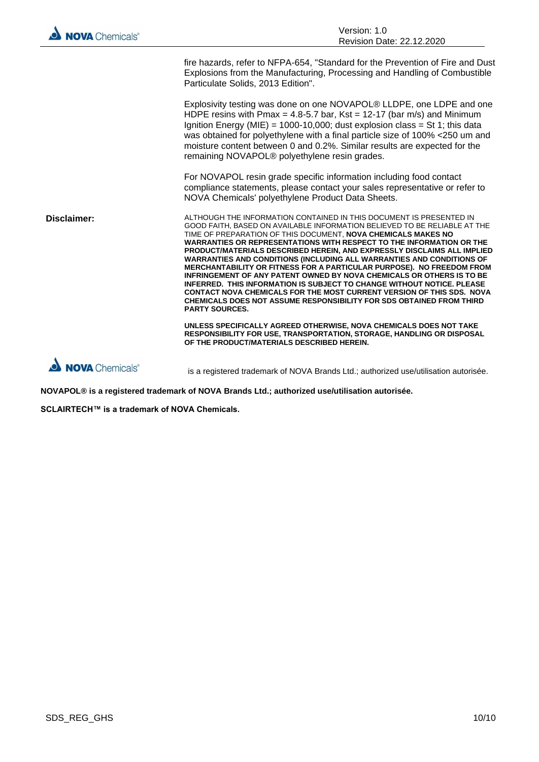fire hazards, refer to NFPA-654, "Standard for the Prevention of Fire and Dust Explosions from the Manufacturing, Processing and Handling of Combustible Particulate Solids, 2013 Edition".

Explosivity testing was done on one NOVAPOL® LLDPE, one LDPE and one HDPE resins with Pmax = 4.8-5.7 bar, Kst = 12-17 (bar m/s) and Minimum Ignition Energy (MIE) = 1000-10,000; dust explosion class = St 1; this data was obtained for polyethylene with a final particle size of 100% <250 um and moisture content between 0 and 0.2%. Similar results are expected for the remaining NOVAPOL® polyethylene resin grades.

For NOVAPOL resin grade specific information including food contact compliance statements, please contact your sales representative or refer to NOVA Chemicals' polyethylene Product Data Sheets.

**Disclaimer:**

ALTHOUGH THE INFORMATION CONTAINED IN THIS DOCUMENT IS PRESENTED IN GOOD FAITH, BASED ON AVAILABLE INFORMATION BELIEVED TO BE RELIABLE AT THE TIME OF PREPARATION OF THIS DOCUMENT, **NOVA CHEMICALS MAKES NO WARRANTIES OR REPRESENTATIONS WITH RESPECT TO THE INFORMATION OR THE PRODUCT/MATERIALS DESCRIBED HEREIN, AND EXPRESSLY DISCLAIMS ALL IMPLIED WARRANTIES AND CONDITIONS (INCLUDING ALL WARRANTIES AND CONDITIONS OF MERCHANTABILITY OR FITNESS FOR A PARTICULAR PURPOSE). NO FREEDOM FROM INFRINGEMENT OF ANY PATENT OWNED BY NOVA CHEMICALS OR OTHERS IS TO BE INFERRED. THIS INFORMATION IS SUBJECT TO CHANGE WITHOUT NOTICE. PLEASE CONTACT NOVA CHEMICALS FOR THE MOST CURRENT VERSION OF THIS SDS. NOVA CHEMICALS DOES NOT ASSUME RESPONSIBILITY FOR SDS OBTAINED FROM THIRD PARTY SOURCES.**

**UNLESS SPECIFICALLY AGREED OTHERWISE, NOVA CHEMICALS DOES NOT TAKE RESPONSIBILITY FOR USE, TRANSPORTATION, STORAGE, HANDLING OR DISPOSAL OF THE PRODUCT/MATERIALS DESCRIBED HEREIN.**

NOVA Chemicals® is a registered trademark of NOVA Brands Ltd.; authorized use/utilisation autorisée.

**NOVAPOL® is a registered trademark of NOVA Brands Ltd.; authorized use/utilisation autorisée.**

**SCLAIRTECH™ is a trademark of NOVA Chemicals.**